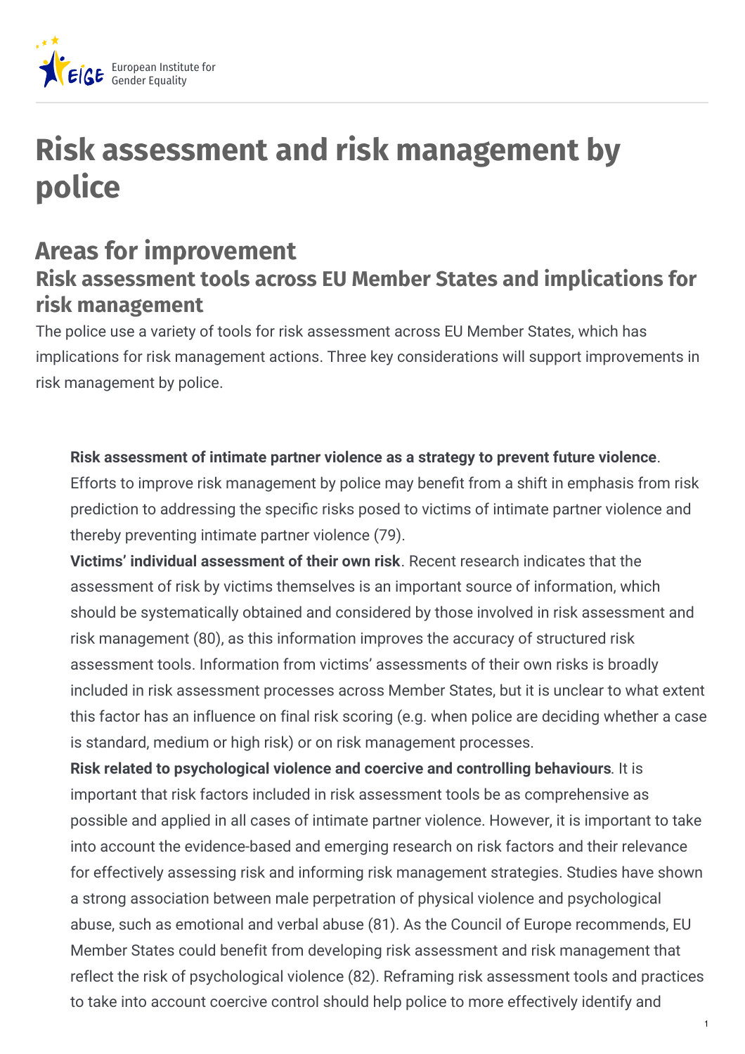# Risk assessment and risk management by police

## Areas for improvement

### Risk assessment tools across EU Member States and implications for risk management

The police use a variety of tools for risk assessment across EU Member States, which has implications for risk management actions. Three key considerations will support improvements in risk management by police.

- **Risk assessment of intimate partner violence as a strategy to prevent future violence**. Efforts to improve risk management by police may benefit from a shift in emphasis from risk prediction to addressing the specific risks posed to victims of intimate partner violence and thereby preventing intimate partner violence (79).
- **Victims' individual assessment of their own risk**. Recent research indicates that the assessment of risk by victims themselves is an important source of information, which should be systematically obtained and considered by those involved in risk assessment and risk management (80), as this information improves the accuracy of structured risk assessment tools. Information from victims' assessments of their own risks is broadly included in risk assessment processes across Member States, but it is unclear to what extent this factor has an influence on final risk scoring (e.g. when police are deciding whether a case is standard, medium or high risk) or on risk management processes.
- **Risk related to psychological violence and coercive and controlling behaviours**. It is important that risk factors included in risk assessment tools be as comprehensive as possible and applied in all cases of intimate partner violence. However, it is important to take into account the evidence-based and emerging research on risk factors and their relevance for effectively assessing risk and informing risk management strategies. Studies have shown a strong association between male perpetration of physical violence and psychological abuse, such as emotional and verbal abuse (81). As the Council of Europe recommends, EU Member States could benefit from developing risk assessment and risk management that reflect the risk of psychological violence (82). Reframing risk assessment tools and practices to take into account coercive control should help police to more effectively identify and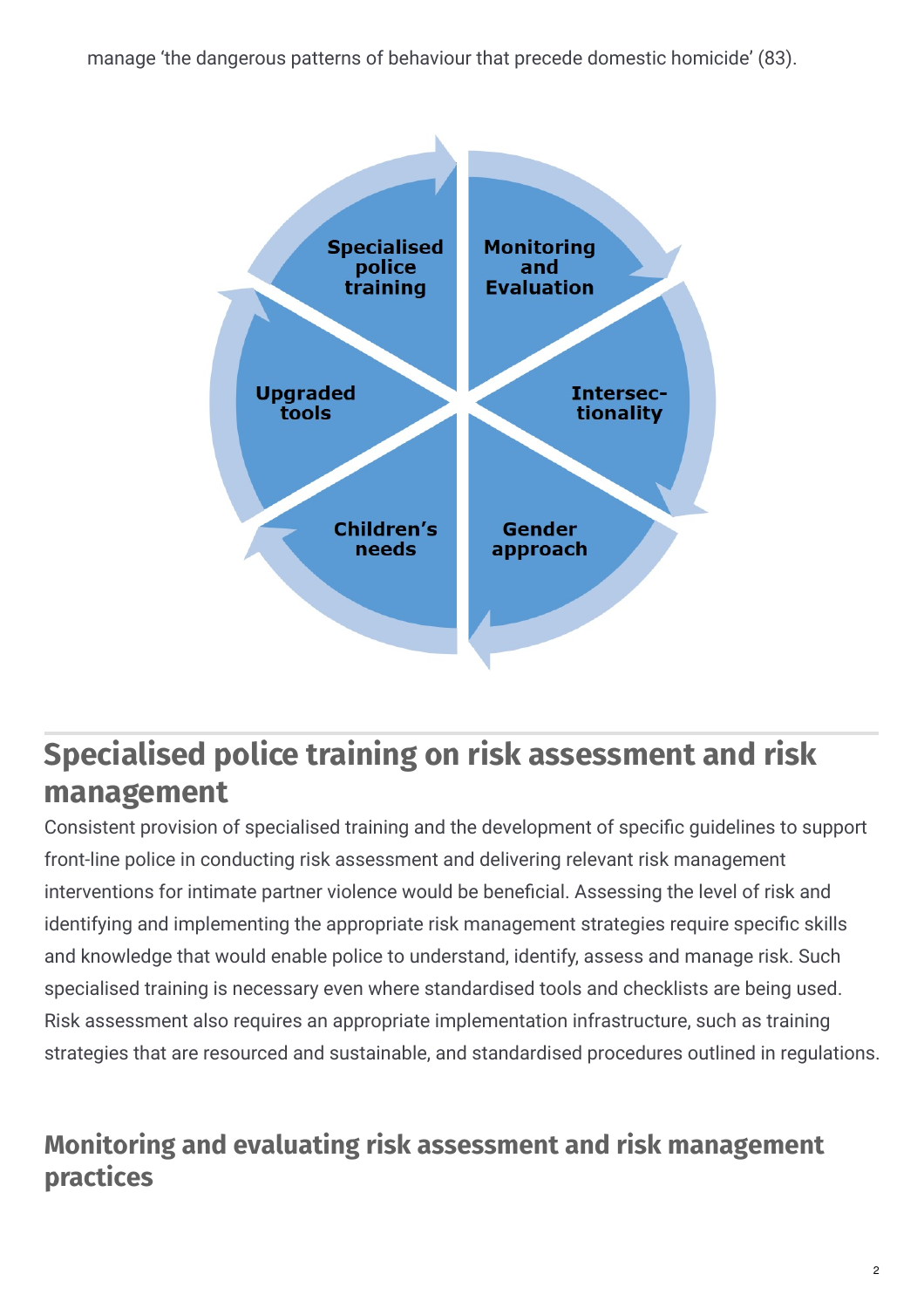manage 'the dangerous patterns of behaviour that precede domestic homicide' (83).

Specialised police training

Monitoring and Evaluation

Intersec-tionality

Gender approach

Children's needs

Upgraded tools

## Specialised police training on risk assessment and risk management

Consistent provision of specialised training and the development of specific guidelines to support front-line police in conducting risk assessment and delivering relevant risk management interventions for intimate partner violence would be beneficial. Assessing the level of risk and identifying and implementing the appropriate risk management strategies require specific skills and knowledge that would enable police to understand, identify, assess and manage risk. Such specialised training is necessary even where standardised tools and checklists are being used. Risk assessment also requires an appropriate implementation infrastructure, such as training strategies that are resourced and sustainable, and standardised procedures outlined in regulations.

### Monitoring and evaluating risk assessment and risk management practices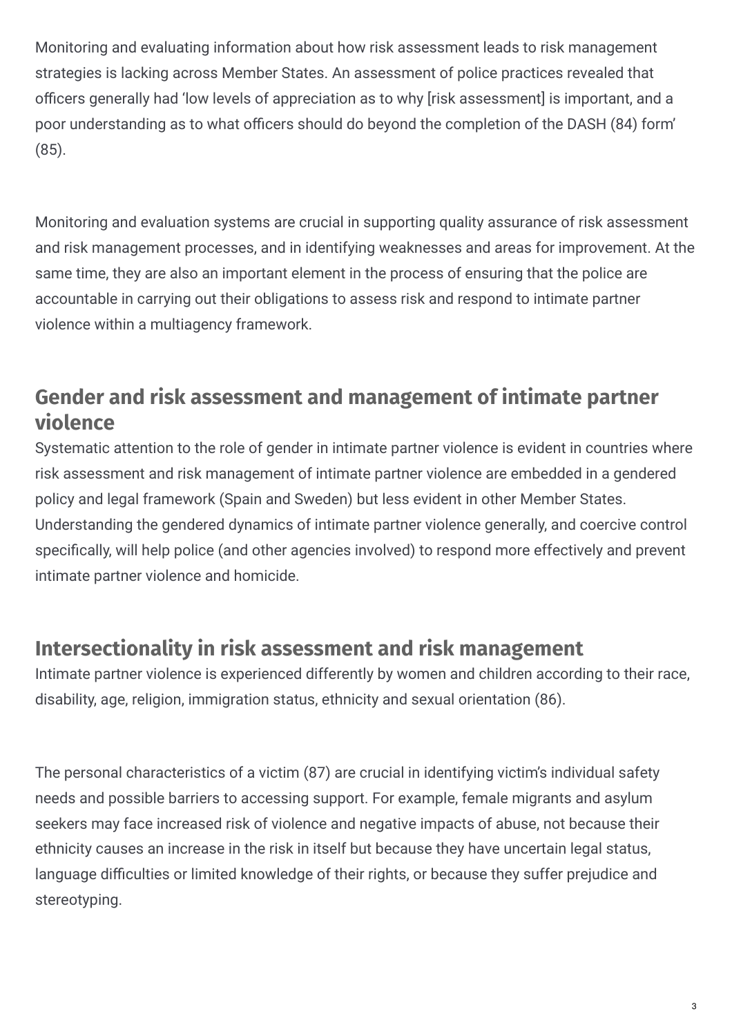Monitoring and evaluating information about how risk assessment leads to risk management strategies is lacking across Member States. An assessment of police practices revealed that officers generally had 'low levels of appreciation as to why [risk assessment] is important, and a poor understanding as to what officers should do beyond the completion of the DASH (84) form' (85).

Monitoring and evaluation systems are crucial in supporting quality assurance of risk assessment and risk management processes, and in identifying weaknesses and areas for improvement. At the same time, they are also an important element in the process of ensuring that the police are accountable in carrying out their obligations to assess risk and respond to intimate partner violence within a multiagency framework.

## Gender and risk assessment and management of intimate partner violence

Systematic attention to the role of gender in intimate partner violence is evident in countries where risk assessment and risk management of intimate partner violence are embedded in a gendered policy and legal framework (Spain and Sweden) but less evident in other Member States. Understanding the gendered dynamics of intimate partner violence generally, and coercive control specifically, will help police (and other agencies involved) to respond more effectively and prevent intimate partner violence and homicide.

## Intersectionality in risk assessment and risk management

Intimate partner violence is experienced differently by women and children according to their race, disability, age, religion, immigration status, ethnicity and sexual orientation (86).

The personal characteristics of a victim (87) are crucial in identifying victim's individual safety needs and possible barriers to accessing support. For example, female migrants and asylum seekers may face increased risk of violence and negative impacts of abuse, not because their ethnicity causes an increase in the risk in itself but because they have uncertain legal status, language difficulties or limited knowledge of their rights, or because they suffer prejudice and stereotyping.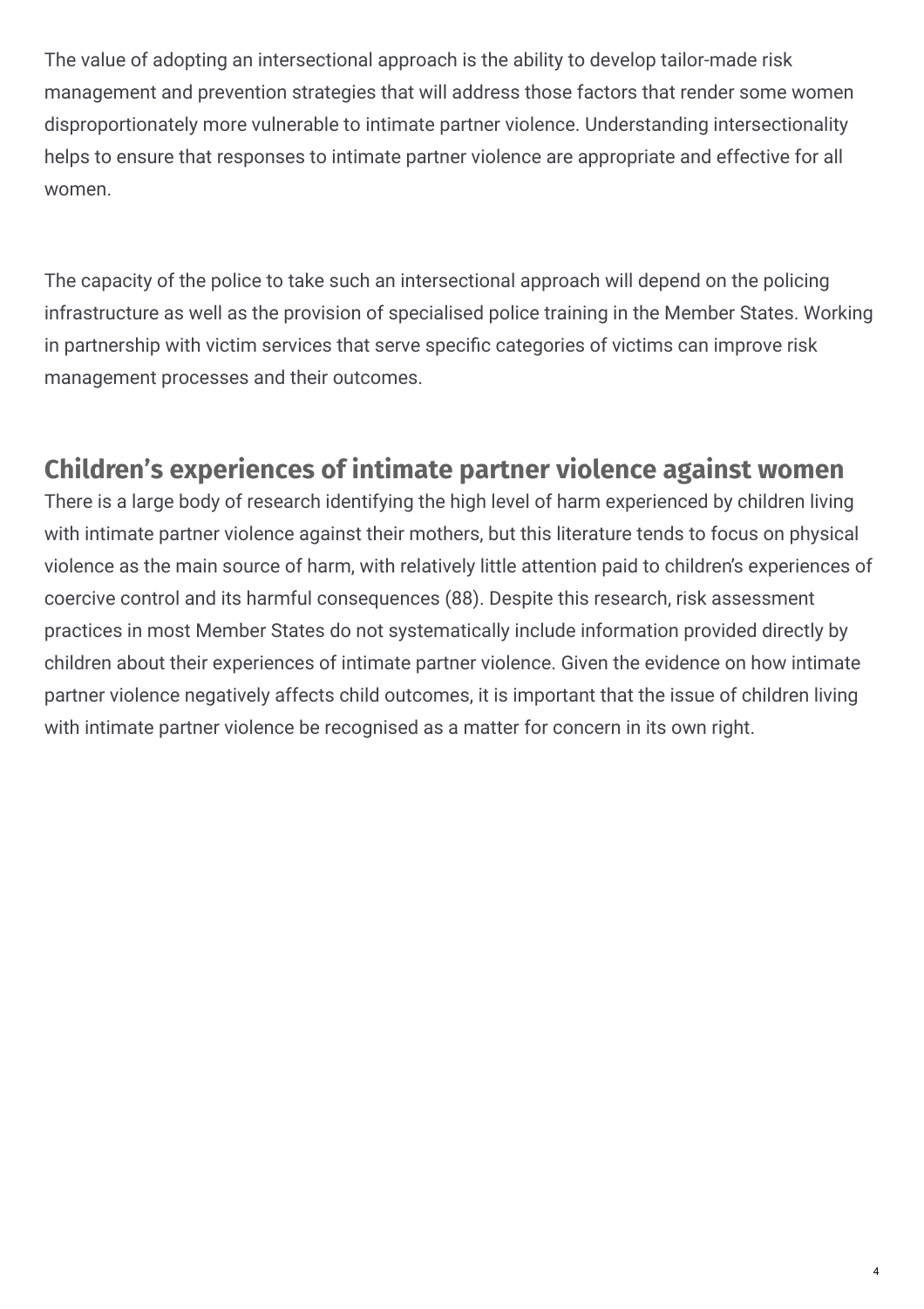The value of adopting an intersectional approach is the ability to develop tailor-made risk management and prevention strategies that will address those factors that render some women disproportionately more vulnerable to intimate partner violence. Understanding intersectionality helps to ensure that responses to intimate partner violence are appropriate and effective for all women.

The capacity of the police to take such an intersectional approach will depend on the policing infrastructure as well as the provision of specialised police training in the Member States. Working in partnership with victim services that serve specific categories of victims can improve risk management processes and their outcomes.

## Children's experiences of intimate partner violence against women

There is a large body of research identifying the high level of harm experienced by children living with intimate partner violence against their mothers, but this literature tends to focus on physical violence as the main source of harm, with relatively little attention paid to children's experiences of coercive control and its harmful consequences (88). Despite this research, risk assessment practices in most Member States do not systematically include information provided directly by children about their experiences of intimate partner violence. Given the evidence on how intimate partner violence negatively affects child outcomes, it is important that the issue of children living with intimate partner violence be recognised as a matter for concern in its own right.